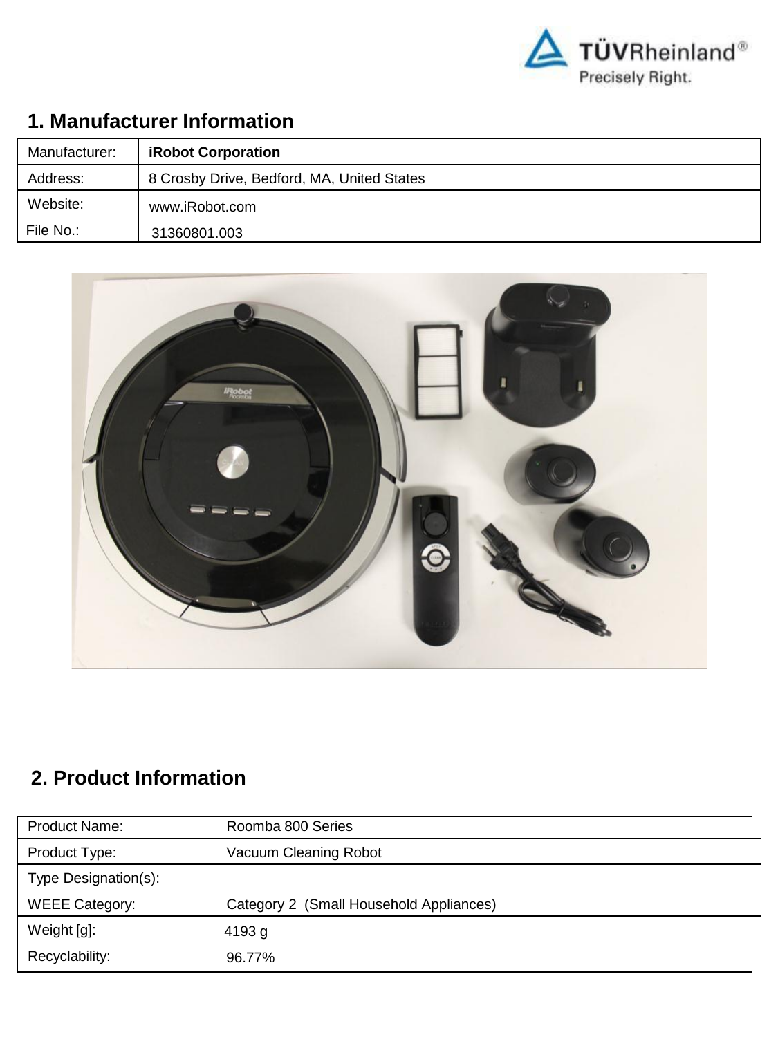## 1. Manufacturer Information

| Manufacturer: | **iRobot Corporation** |
|---|---|
| Address: | 8 Crosby Drive, Bedford, MA, United States |
| Website: | www.iRobot.com |
| File No.: | 31360801.003 |

## 2. Product Information

| Product Name: | Roomba 800 Series |
|---|---|
| Product Type: | Vacuum Cleaning Robot |
| Type Designation(s): | |
| WEEE Category: | Category 2 (Small Household Appliances) |
| Weight [g]: | 4193 g |
| Recyclability: | 96.77% |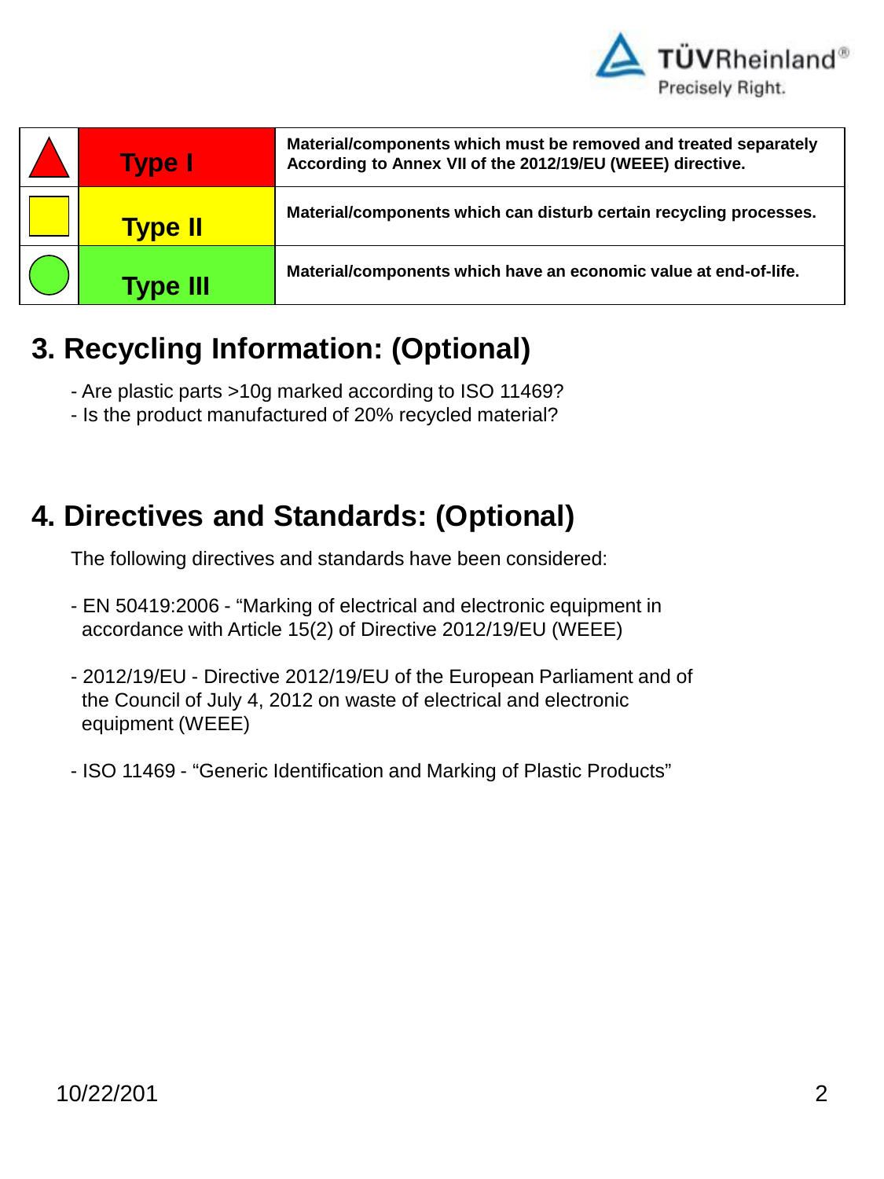| Symbol | Type | Description |
| --- | --- | --- |
| ▲ | Type I | Material/components which must be removed and treated separately According to Annex VII of the 2012/19/EU (WEEE) directive. |
| ■ | Type II | Material/components which can disturb certain recycling processes. |
| ● | Type III | Material/components which have an economic value at end-of-life. |

## 3. Recycling Information: (Optional)

- Are plastic parts >10g marked according to ISO 11469?
- Is the product manufactured of 20% recycled material?

## 4. Directives and Standards: (Optional)

The following directives and standards have been considered:

- EN 50419:2006 - “Marking of electrical and electronic equipment in accordance with Article 15(2) of Directive 2012/19/EU (WEEE)

- 2012/19/EU - Directive 2012/19/EU of the European Parliament and of the Council of July 4, 2012 on waste of electrical and electronic equipment (WEEE)

- ISO 11469 - “Generic Identification and Marking of Plastic Products”

10/22/201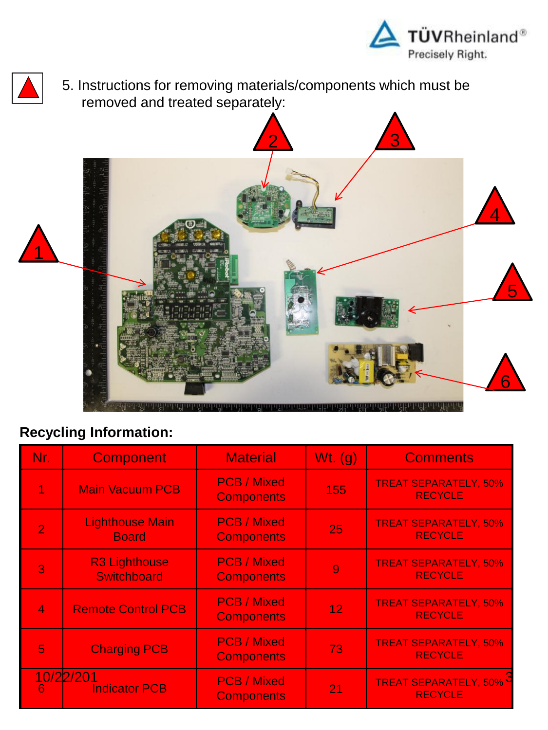5. Instructions for removing materials/components which must be removed and treated separately:

**Recycling Information:**

| Nr. | Component | Material | Wt. (g) | Comments |
|---|---|---|---|---|
| 1 | Main Vacuum PCB | PCB / Mixed Components | 155 | TREAT SEPARATELY, 50% RECYCLE |
| 2 | Lighthouse Main Board | PCB / Mixed Components | 25 | TREAT SEPARATELY, 50% RECYCLE |
| 3 | R3 Lighthouse Switchboard | PCB / Mixed Components | 9 | TREAT SEPARATELY, 50% RECYCLE |
| 4 | Remote Control PCB | PCB / Mixed Components | 12 | TREAT SEPARATELY, 50% RECYCLE |
| 5 | Charging PCB | PCB / Mixed Components | 73 | TREAT SEPARATELY, 50% RECYCLE |
| 6 | Indicator PCB | PCB / Mixed Components | 21 | TREAT SEPARATELY, 50% RECYCLE |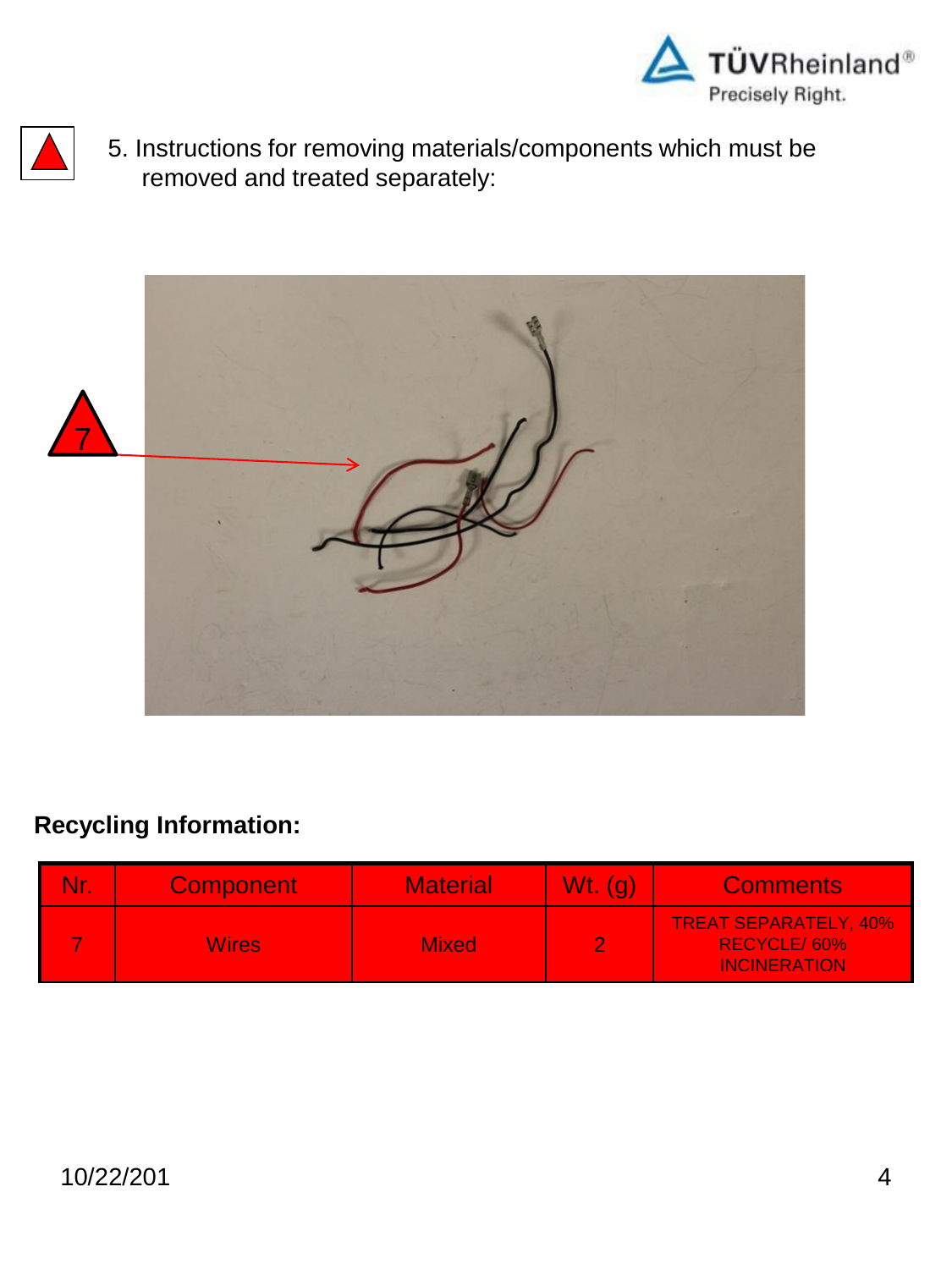5. Instructions for removing materials/components which must be removed and treated separately:

## Recycling Information:

| Nr. | Component | Material | Wt. (g) | Comments |
|---|---|---|---|---|
| 7 | Wires | Mixed | 2 | TREAT SEPARATELY, 40% RECYCLE/ 60% INCINERATION |

10/22/201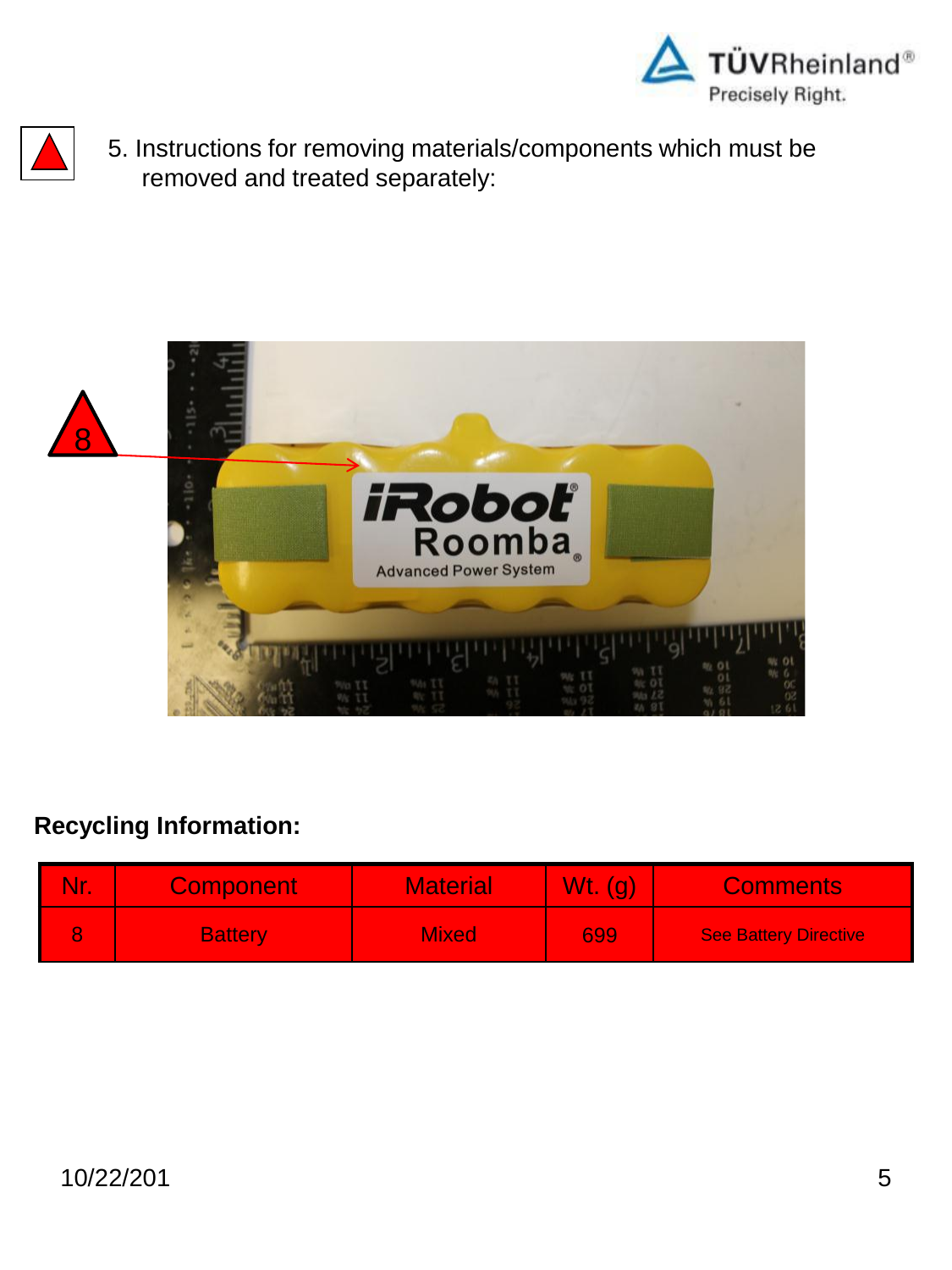5. Instructions for removing materials/components which must be removed and treated separately:

**Recycling Information:**

| Nr. | Component | Material | Wt. (g) | Comments |
|---|---|---|---|---|
| 8 | Battery | Mixed | 699 | See Battery Directive |

10/22/201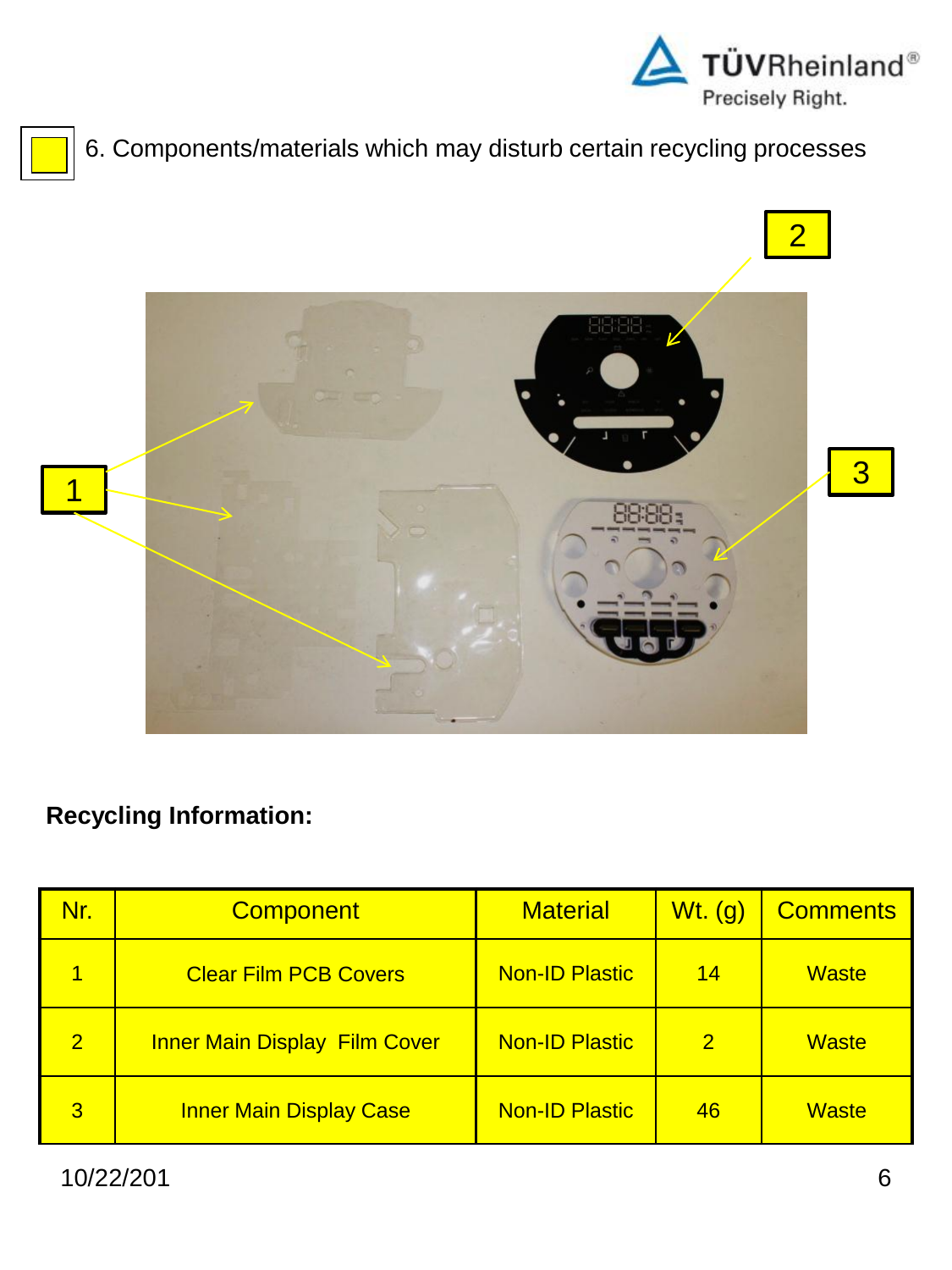## 6. Components/materials which may disturb certain recycling processes

**Recycling Information:**

| Nr. | Component | Material | Wt. (g) | Comments |
|---|---|---|---|---|
| 1 | Clear Film PCB Covers | Non-ID Plastic | 14 | Waste |
| 2 | Inner Main Display Film Cover | Non-ID Plastic | 2 | Waste |
| 3 | Inner Main Display Case | Non-ID Plastic | 46 | Waste |

10/22/201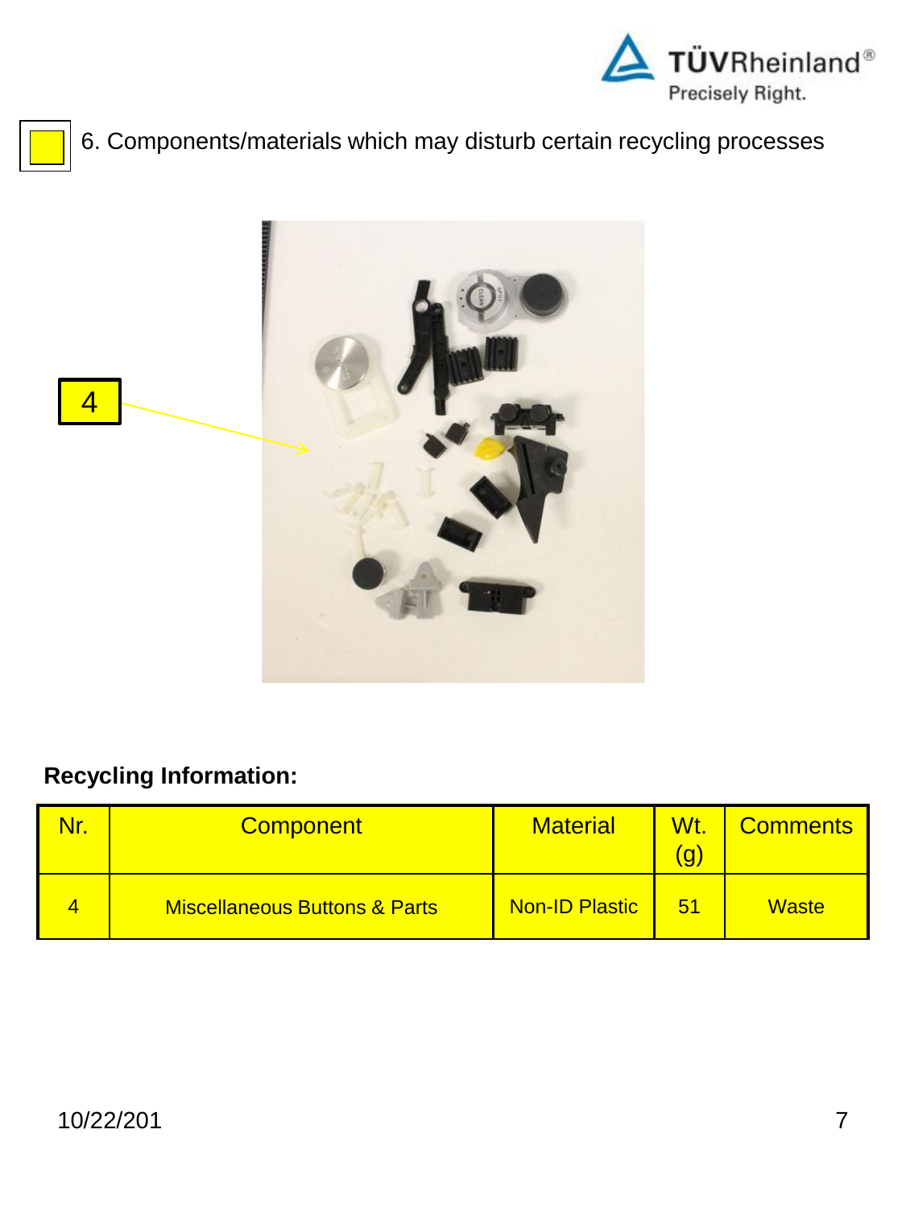6. Components/materials which may disturb certain recycling processes

4

**Recycling Information:**

| Nr. | Component | Material | Wt. (g) | Comments |
|---|---|---|---|---|
| 4 | Miscellaneous Buttons & Parts | Non-ID Plastic | 51 | Waste |

10/22/201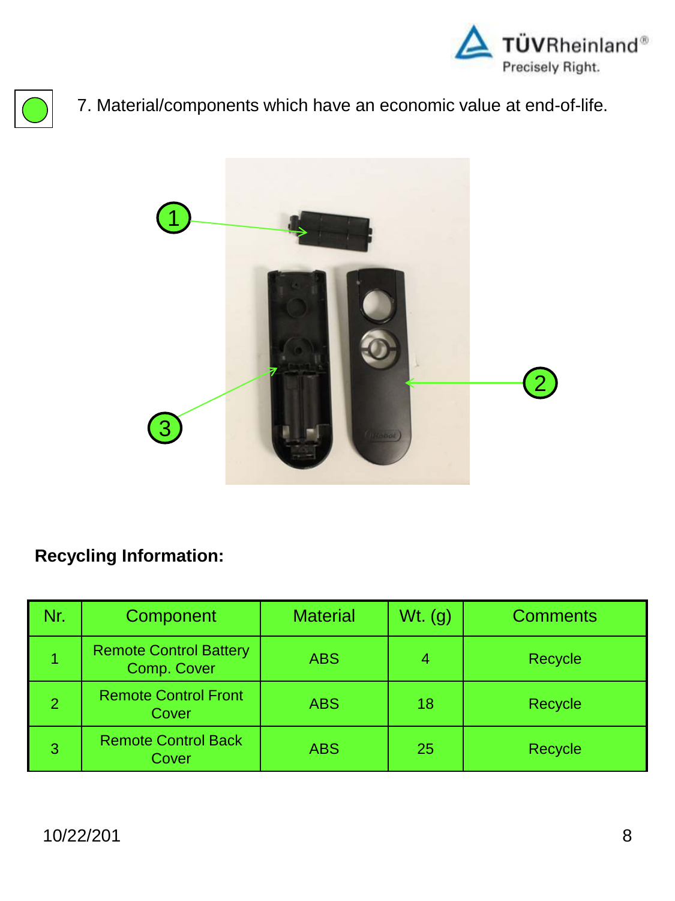7. Material/components which have an economic value at end-of-life.

**Recycling Information:**

| Nr. | Component | Material | Wt. (g) | Comments |
|---|---|---|---|---|
| 1 | Remote Control Battery Comp. Cover | ABS | 4 | Recycle |
| 2 | Remote Control Front Cover | ABS | 18 | Recycle |
| 3 | Remote Control Back Cover | ABS | 25 | Recycle |

10/22/201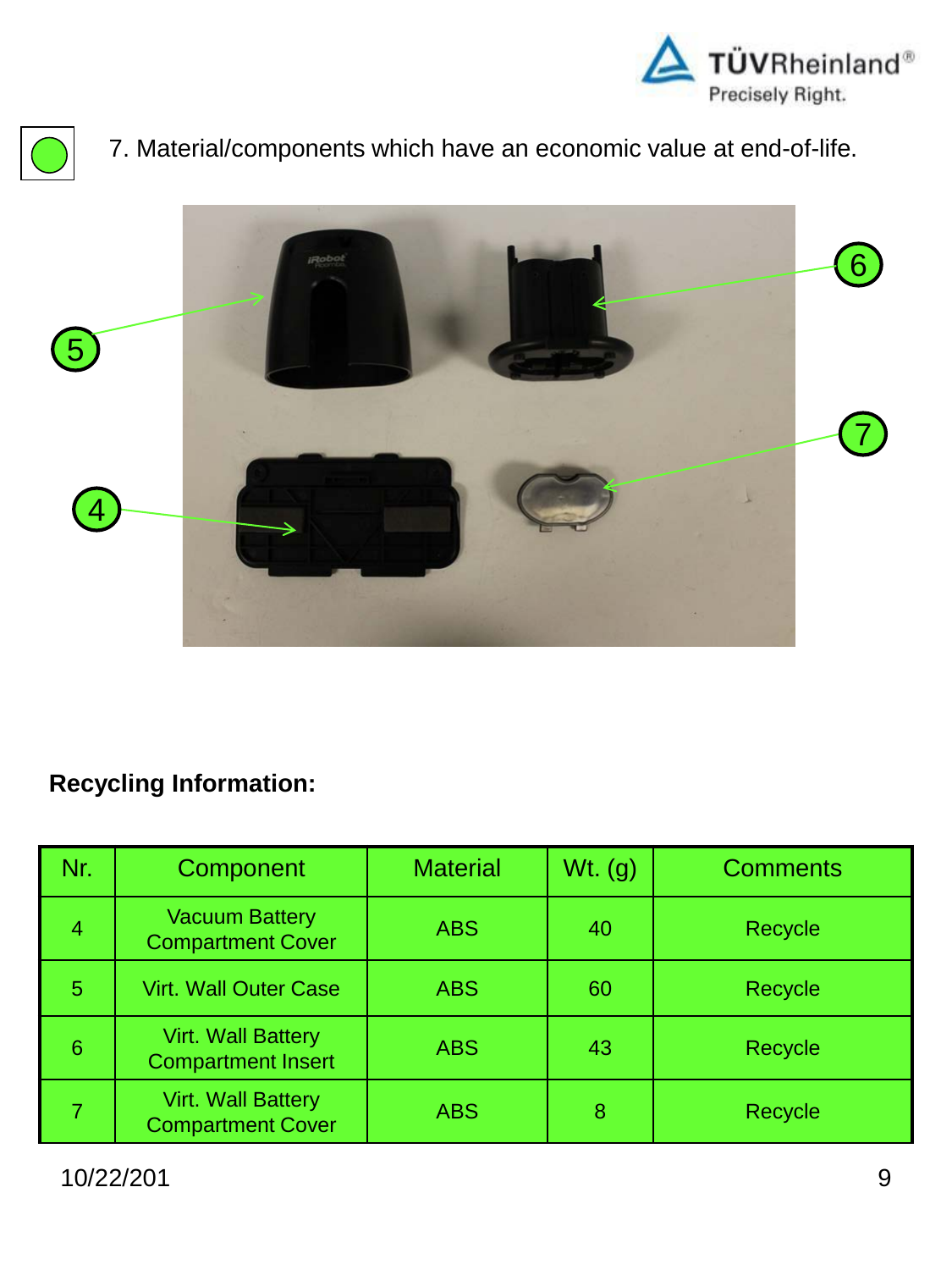7. Material/components which have an economic value at end-of-life.

**Recycling Information:**

| Nr. | Component | Material | Wt. (g) | Comments |
|---|---|---|---|---|
| 4 | Vacuum Battery Compartment Cover | ABS | 40 | Recycle |
| 5 | Virt. Wall Outer Case | ABS | 60 | Recycle |
| 6 | Virt. Wall Battery Compartment Insert | ABS | 43 | Recycle |
| 7 | Virt. Wall Battery Compartment Cover | ABS | 8 | Recycle |

10/22/201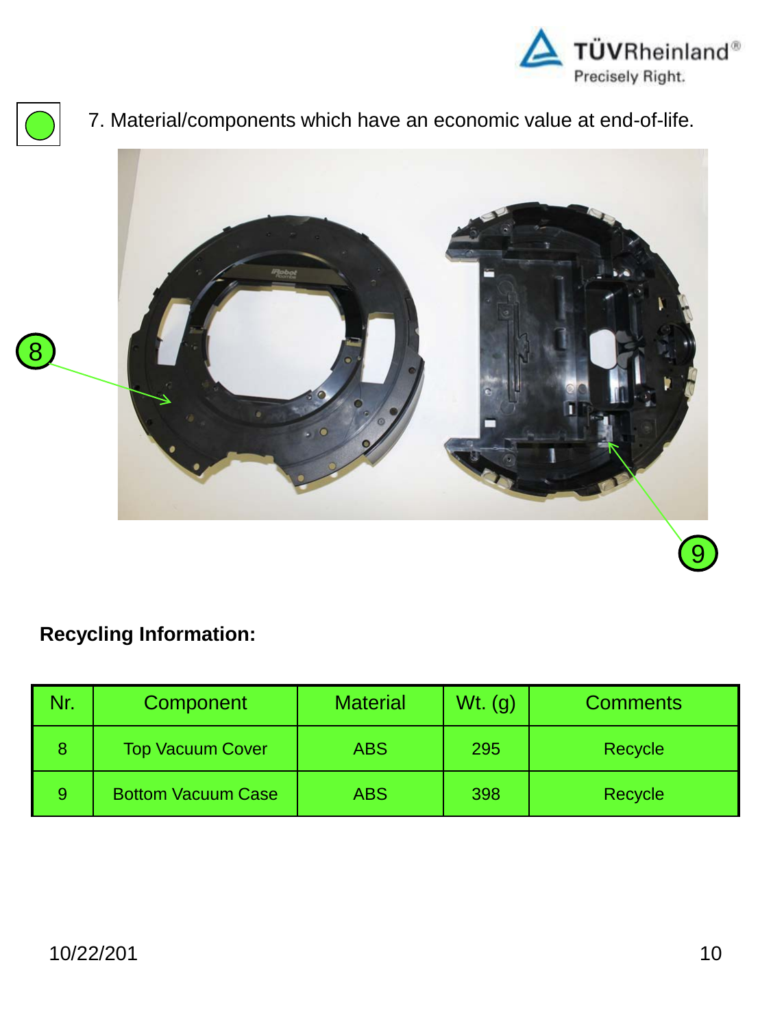7. Material/components which have an economic value at end-of-life.

**Recycling Information:**

| Nr. | Component | Material | Wt. (g) | Comments |
|---|---|---|---|---|
| 8 | Top Vacuum Cover | ABS | 295 | Recycle |
| 9 | Bottom Vacuum Case | ABS | 398 | Recycle |

10/22/201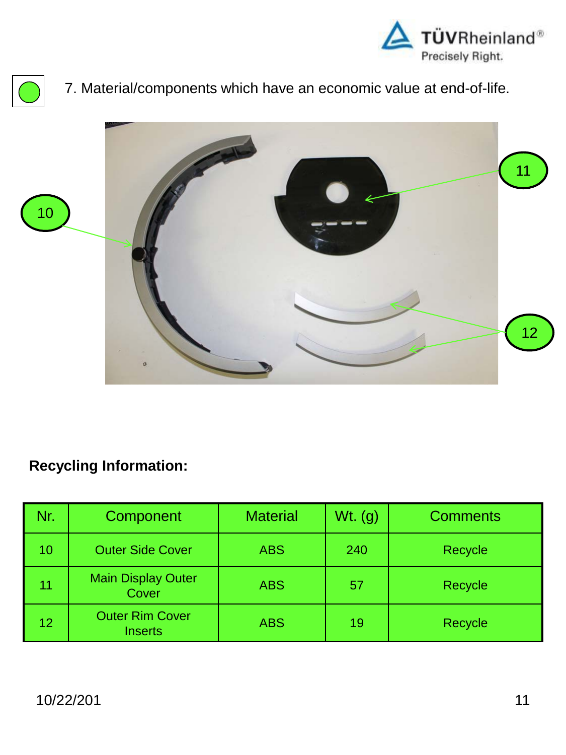7. Material/components which have an economic value at end-of-life.

**Recycling Information:**

| Nr. | Component | Material | Wt. (g) | Comments |
|---|---|---|---|---|
| 10 | Outer Side Cover | ABS | 240 | Recycle |
| 11 | Main Display Outer Cover | ABS | 57 | Recycle |
| 12 | Outer Rim Cover Inserts | ABS | 19 | Recycle |

10/22/201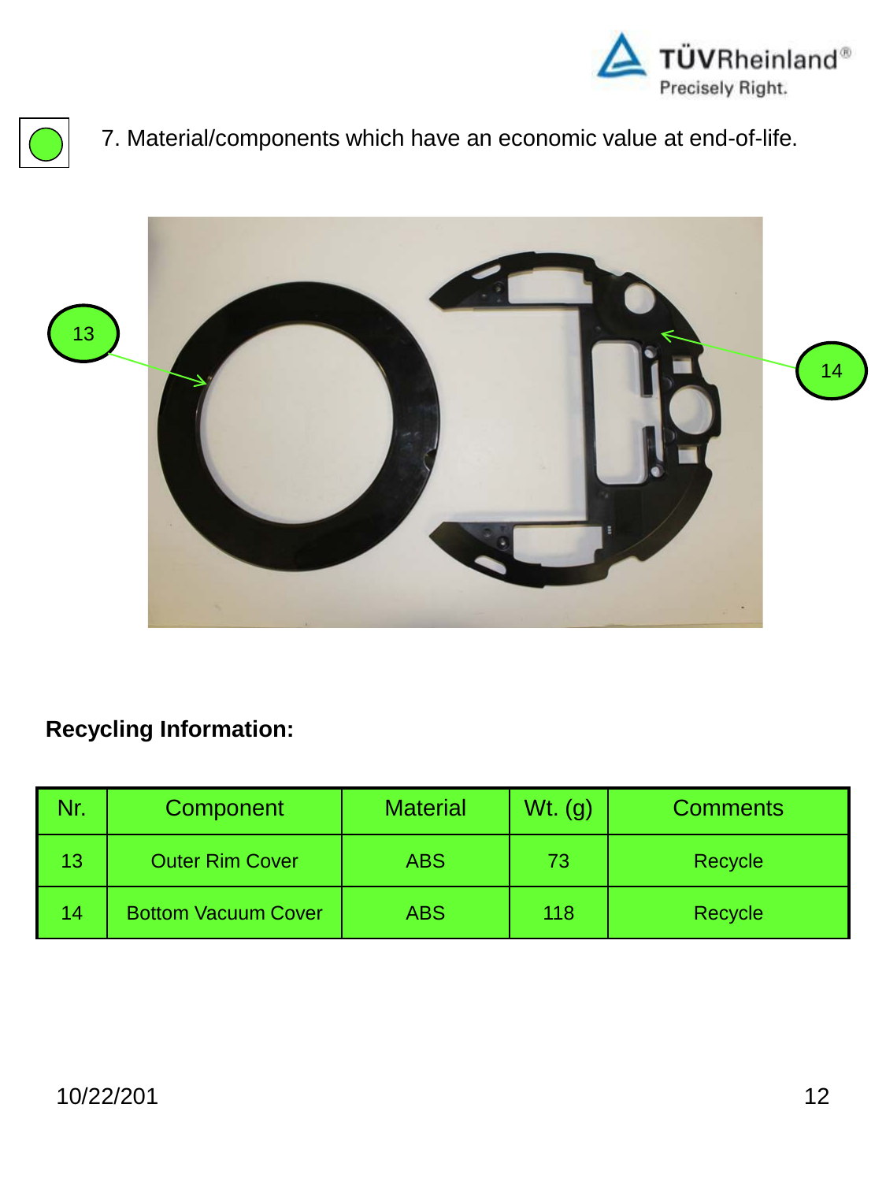7. Material/components which have an economic value at end-of-life.

**Recycling Information:**

| Nr. | Component | Material | Wt. (g) | Comments |
| --- | --- | --- | --- | --- |
| 13 | Outer Rim Cover | ABS | 73 | Recycle |
| 14 | Bottom Vacuum Cover | ABS | 118 | Recycle |

10/22/201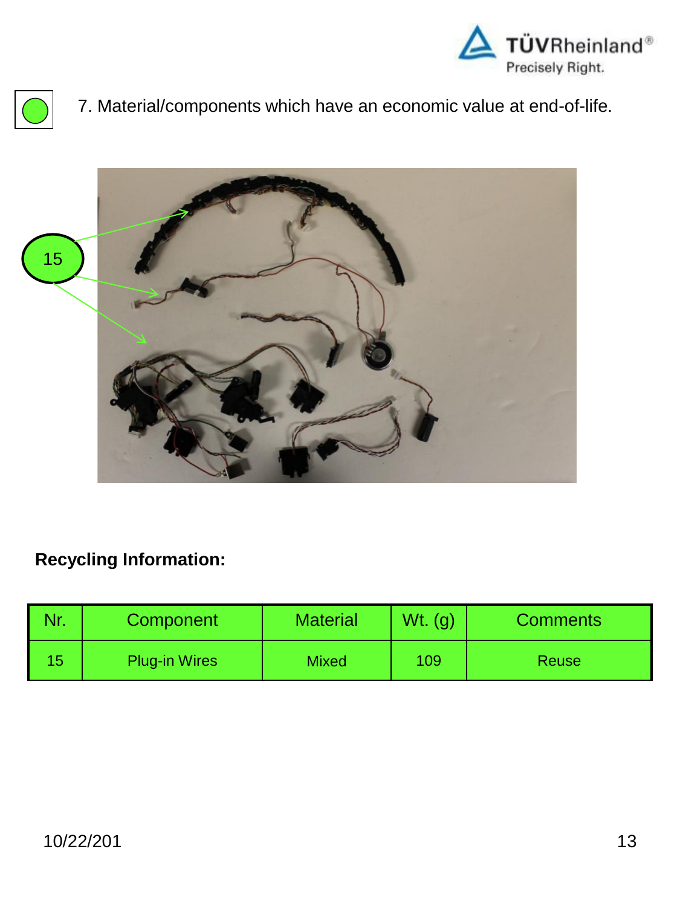7. Material/components which have an economic value at end-of-life.

**Recycling Information:**

| Nr. | Component | Material | Wt. (g) | Comments |
| --- | --- | --- | --- | --- |
| 15 | Plug-in Wires | Mixed | 109 | Reuse |

10/22/201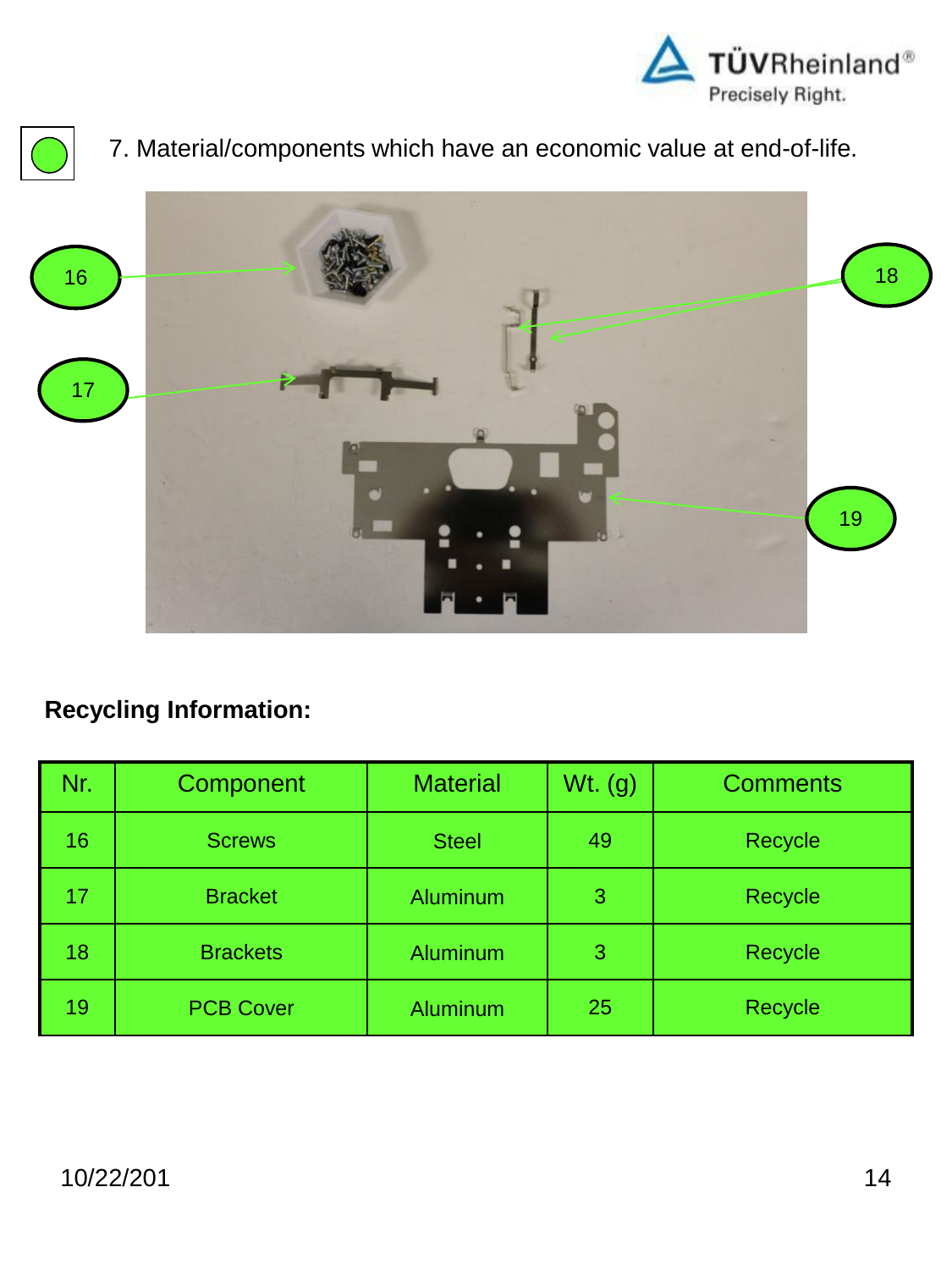7. Material/components which have an economic value at end-of-life.

**Recycling Information:**

| Nr. | Component | Material | Wt. (g) | Comments |
|---|---|---|---|---|
| 16 | Screws | Steel | 49 | Recycle |
| 17 | Bracket | Aluminum | 3 | Recycle |
| 18 | Brackets | Aluminum | 3 | Recycle |
| 19 | PCB Cover | Aluminum | 25 | Recycle |

10/22/201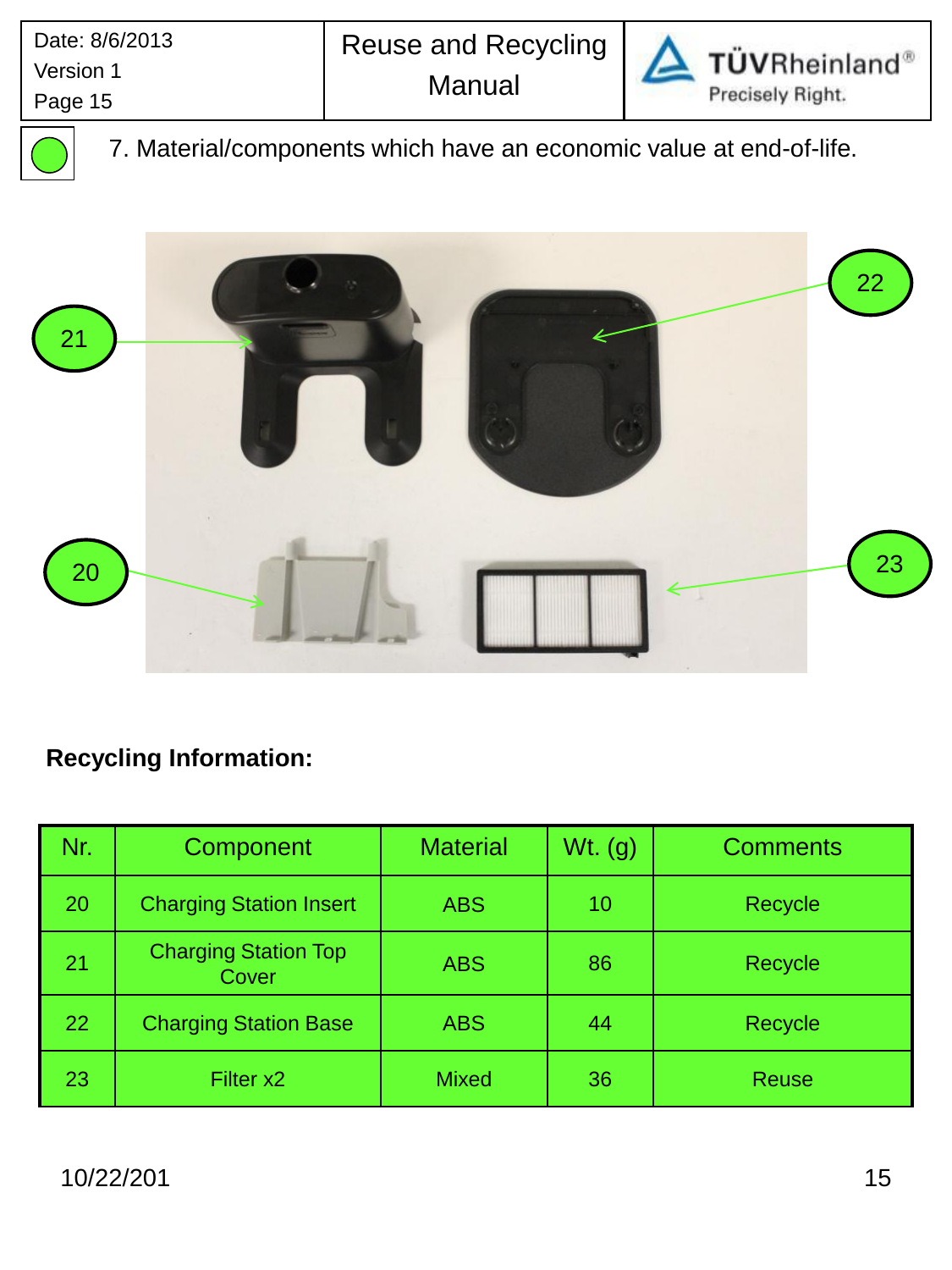7. Material/components which have an economic value at end-of-life.

**Recycling Information:**

| Nr. | Component | Material | Wt. (g) | Comments |
| --- | --- | --- | --- | --- |
| 20 | Charging Station Insert | ABS | 10 | Recycle |
| 21 | Charging Station Top Cover | ABS | 86 | Recycle |
| 22 | Charging Station Base | ABS | 44 | Recycle |
| 23 | Filter x2 | Mixed | 36 | Reuse |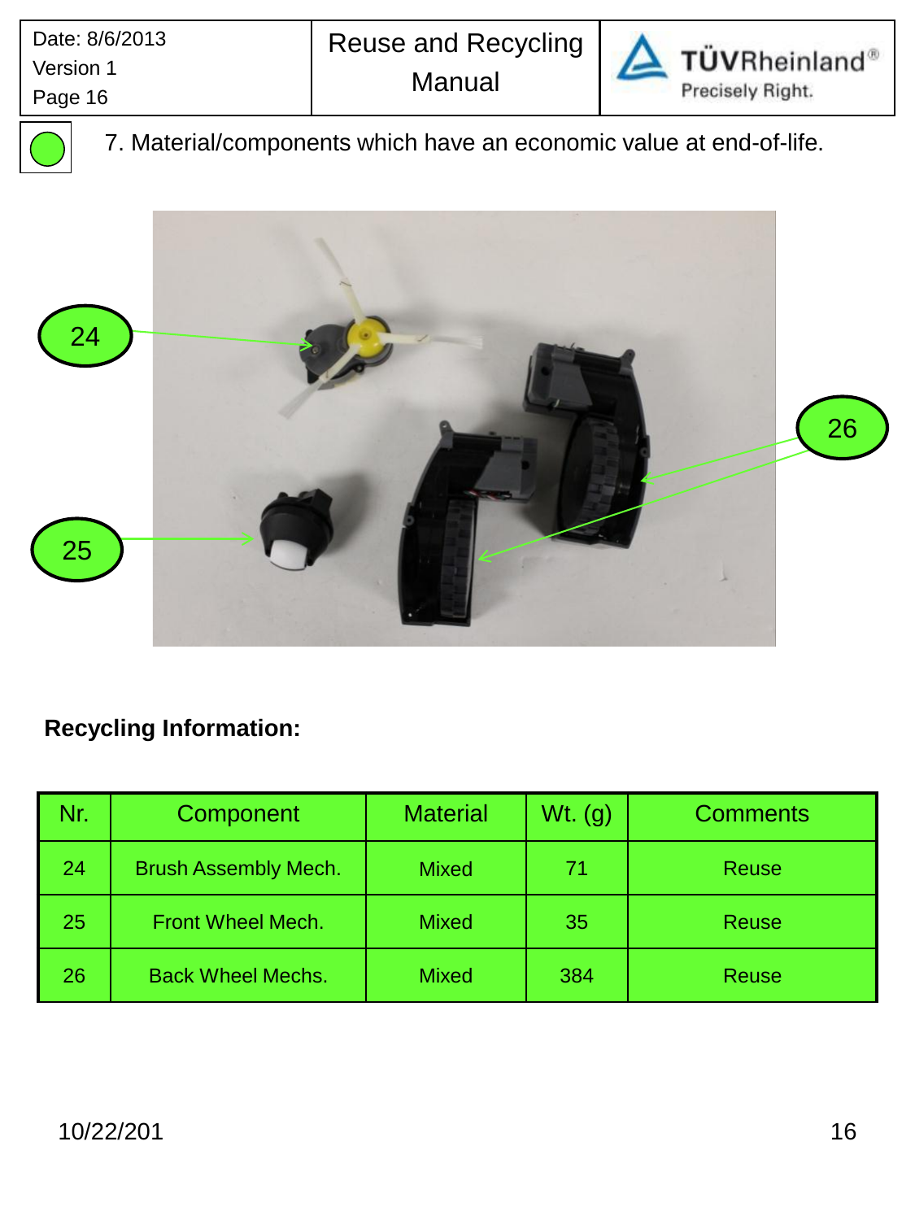7. Material/components which have an economic value at end-of-life.

24

25

26

**Recycling Information:**

| Nr. | Component | Material | Wt. (g) | Comments |
|---|---|---|---|---|
| 24 | Brush Assembly Mech. | Mixed | 71 | Reuse |
| 25 | Front Wheel Mech. | Mixed | 35 | Reuse |
| 26 | Back Wheel Mechs. | Mixed | 384 | Reuse |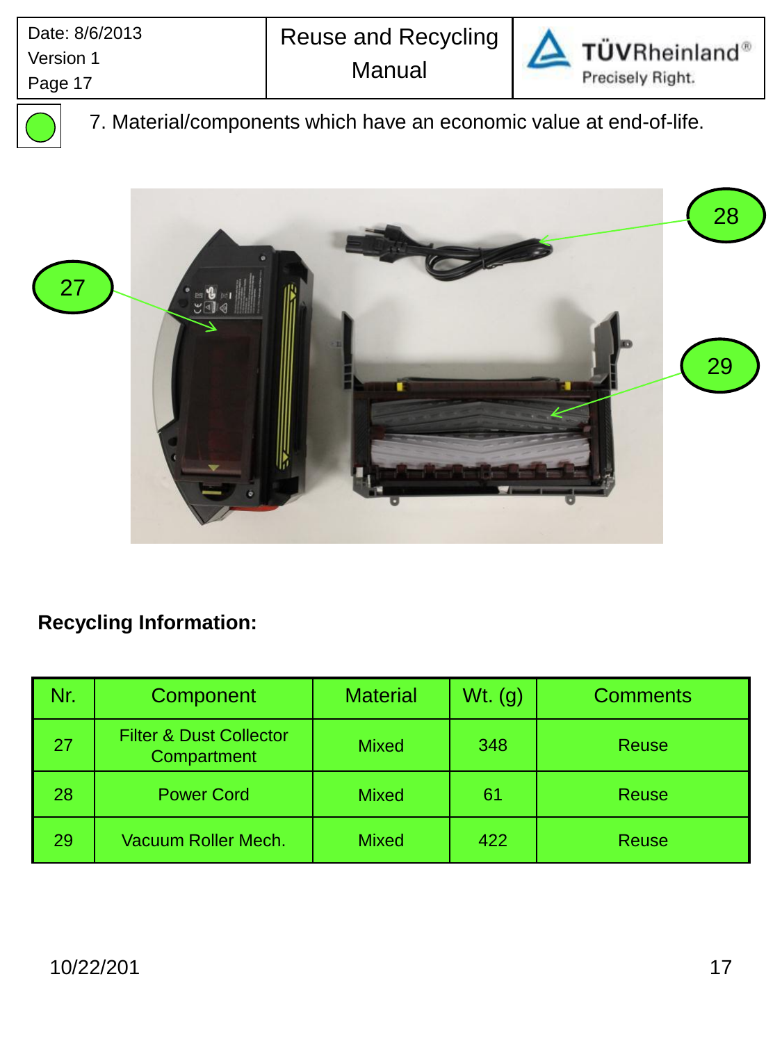7. Material/components which have an economic value at end-of-life.

27

28

29

**Recycling Information:**

| Nr. | Component | Material | Wt. (g) | Comments |
|---|---|---|---|---|
| 27 | Filter & Dust Collector Compartment | Mixed | 348 | Reuse |
| 28 | Power Cord | Mixed | 61 | Reuse |
| 29 | Vacuum Roller Mech. | Mixed | 422 | Reuse |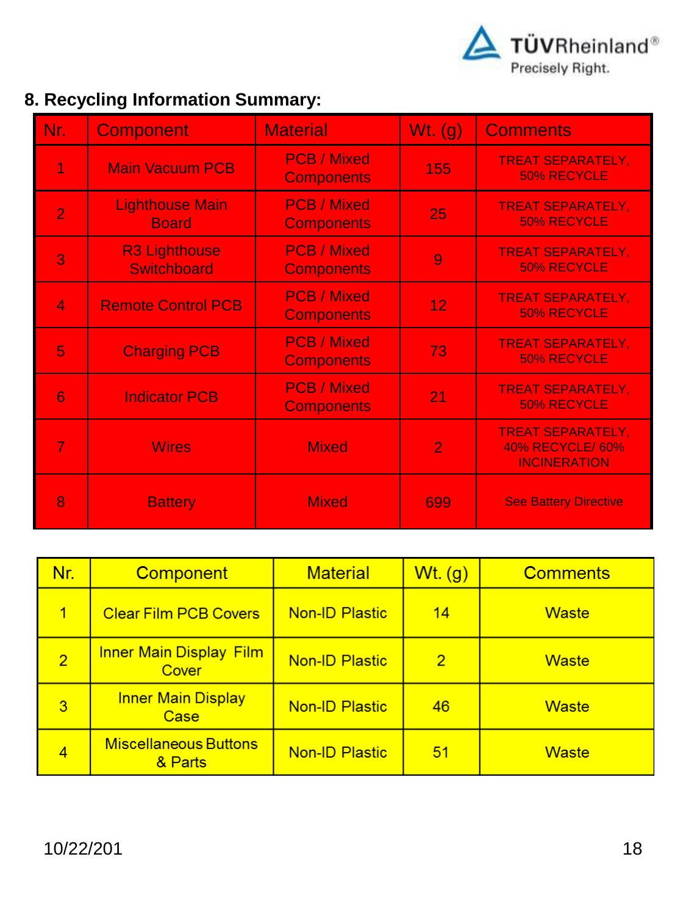## 8. Recycling Information Summary:

| Nr. | Component | Material | Wt. (g) | Comments |
|---|---|---|---|---|
| 1 | Main Vacuum PCB | PCB / Mixed Components | 155 | TREAT SEPARATELY, 50% RECYCLE |
| 2 | Lighthouse Main Board | PCB / Mixed Components | 25 | TREAT SEPARATELY, 50% RECYCLE |
| 3 | R3 Lighthouse Switchboard | PCB / Mixed Components | 9 | TREAT SEPARATELY, 50% RECYCLE |
| 4 | Remote Control PCB | PCB / Mixed Components | 12 | TREAT SEPARATELY, 50% RECYCLE |
| 5 | Charging PCB | PCB / Mixed Components | 73 | TREAT SEPARATELY, 50% RECYCLE |
| 6 | Indicator PCB | PCB / Mixed Components | 21 | TREAT SEPARATELY, 50% RECYCLE |
| 7 | Wires | Mixed | 2 | TREAT SEPARATELY, 40% RECYCLE/ 60% INCINERATION |
| 8 | Battery | Mixed | 699 | See Battery Directive |

| Nr. | Component | Material | Wt. (g) | Comments |
|---|---|---|---|---|
| 1 | Clear Film PCB Covers | Non-ID Plastic | 14 | Waste |
| 2 | Inner Main Display Film Cover | Non-ID Plastic | 2 | Waste |
| 3 | Inner Main Display Case | Non-ID Plastic | 46 | Waste |
| 4 | Miscellaneous Buttons & Parts | Non-ID Plastic | 51 | Waste |

10/22/201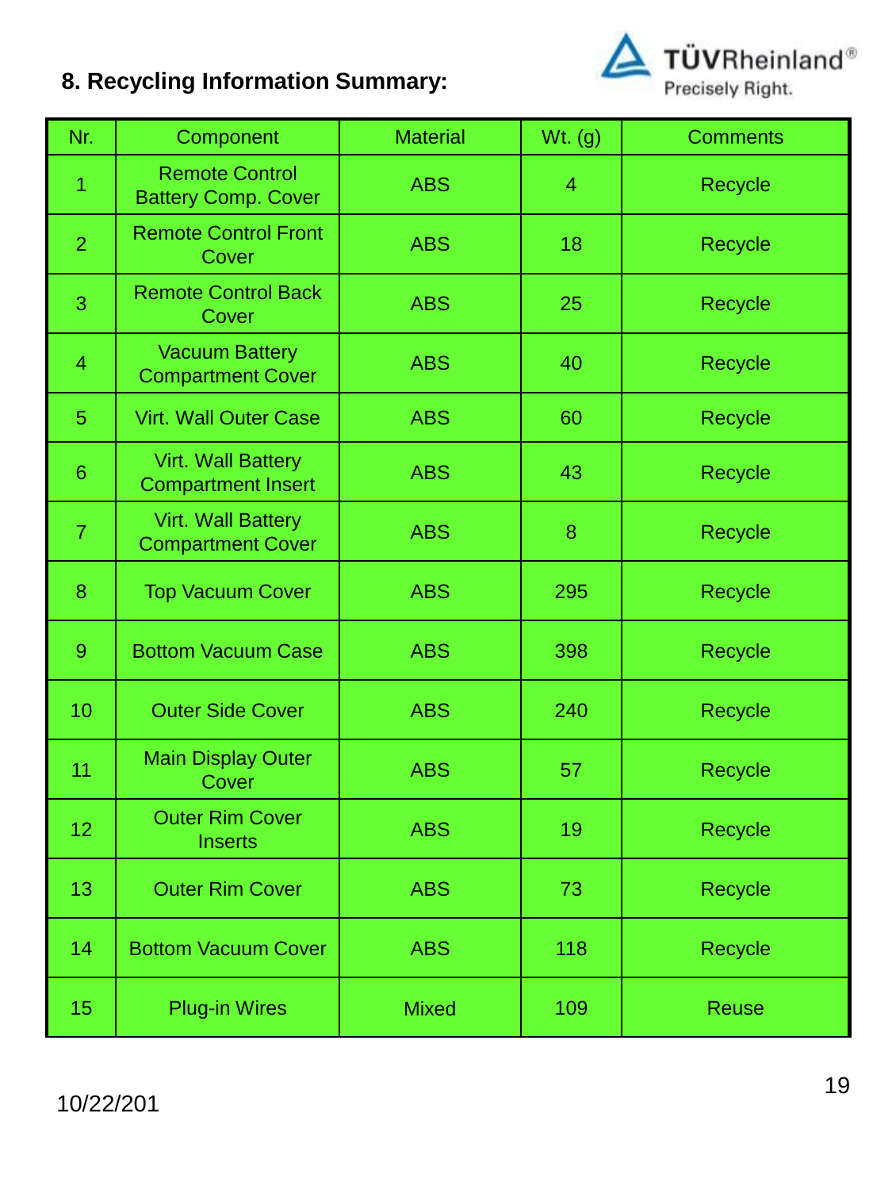## 8. Recycling Information Summary:

| Nr. | Component | Material | Wt. (g) | Comments |
|---|---|---|---|---|
| 1 | Remote Control Battery Comp. Cover | ABS | 4 | Recycle |
| 2 | Remote Control Front Cover | ABS | 18 | Recycle |
| 3 | Remote Control Back Cover | ABS | 25 | Recycle |
| 4 | Vacuum Battery Compartment Cover | ABS | 40 | Recycle |
| 5 | Virt. Wall Outer Case | ABS | 60 | Recycle |
| 6 | Virt. Wall Battery Compartment Insert | ABS | 43 | Recycle |
| 7 | Virt. Wall Battery Compartment Cover | ABS | 8 | Recycle |
| 8 | Top Vacuum Cover | ABS | 295 | Recycle |
| 9 | Bottom Vacuum Case | ABS | 398 | Recycle |
| 10 | Outer Side Cover | ABS | 240 | Recycle |
| 11 | Main Display Outer Cover | ABS | 57 | Recycle |
| 12 | Outer Rim Cover Inserts | ABS | 19 | Recycle |
| 13 | Outer Rim Cover | ABS | 73 | Recycle |
| 14 | Bottom Vacuum Cover | ABS | 118 | Recycle |
| 15 | Plug-in Wires | Mixed | 109 | Reuse |

10/22/201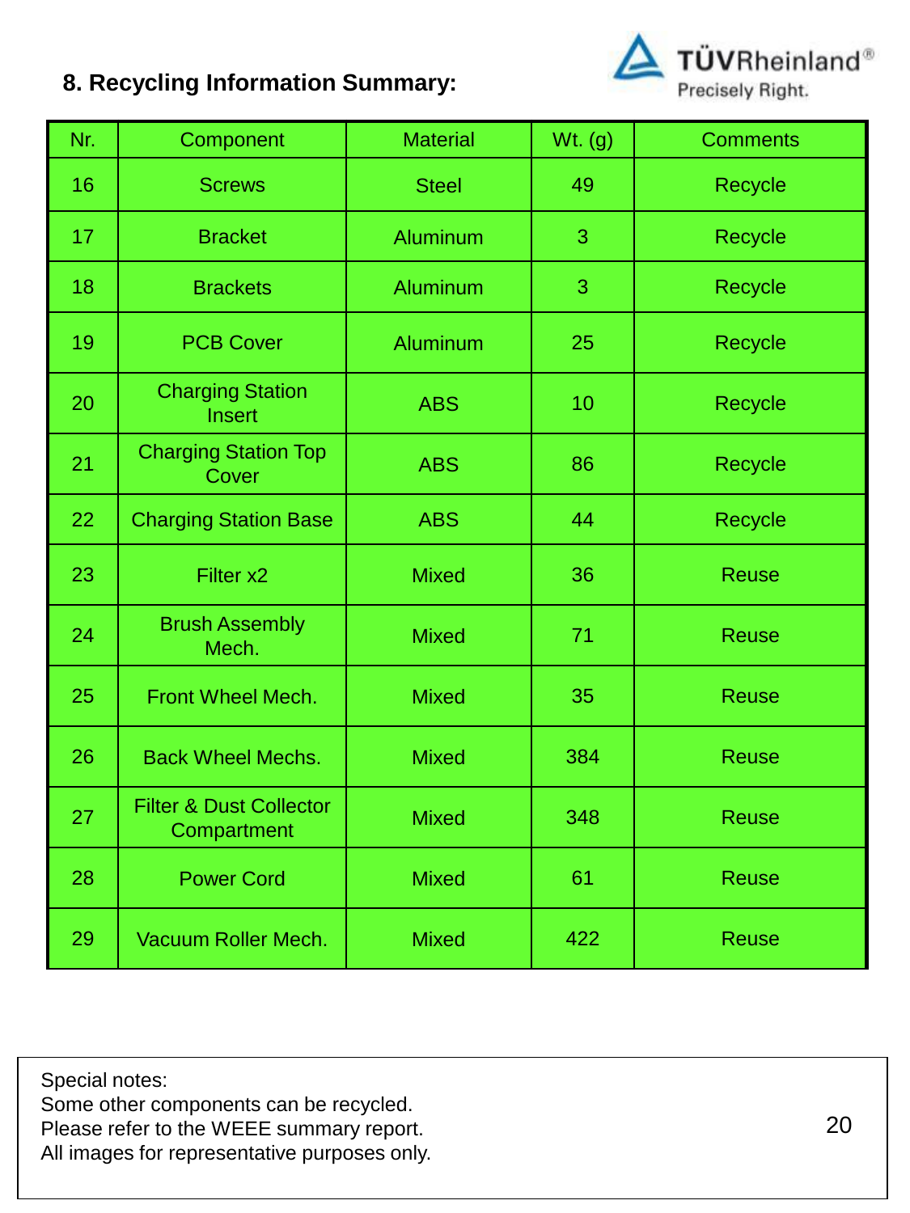## 8. Recycling Information Summary:

| Nr. | Component | Material | Wt. (g) | Comments |
|---|---|---|---|---|
| 16 | Screws | Steel | 49 | Recycle |
| 17 | Bracket | Aluminum | 3 | Recycle |
| 18 | Brackets | Aluminum | 3 | Recycle |
| 19 | PCB Cover | Aluminum | 25 | Recycle |
| 20 | Charging Station Insert | ABS | 10 | Recycle |
| 21 | Charging Station Top Cover | ABS | 86 | Recycle |
| 22 | Charging Station Base | ABS | 44 | Recycle |
| 23 | Filter x2 | Mixed | 36 | Reuse |
| 24 | Brush Assembly Mech. | Mixed | 71 | Reuse |
| 25 | Front Wheel Mech. | Mixed | 35 | Reuse |
| 26 | Back Wheel Mechs. | Mixed | 384 | Reuse |
| 27 | Filter & Dust Collector Compartment | Mixed | 348 | Reuse |
| 28 | Power Cord | Mixed | 61 | Reuse |
| 29 | Vacuum Roller Mech. | Mixed | 422 | Reuse |

Special notes:
Some other components can be recycled.
Please refer to the WEEE summary report.
All images for representative purposes only.